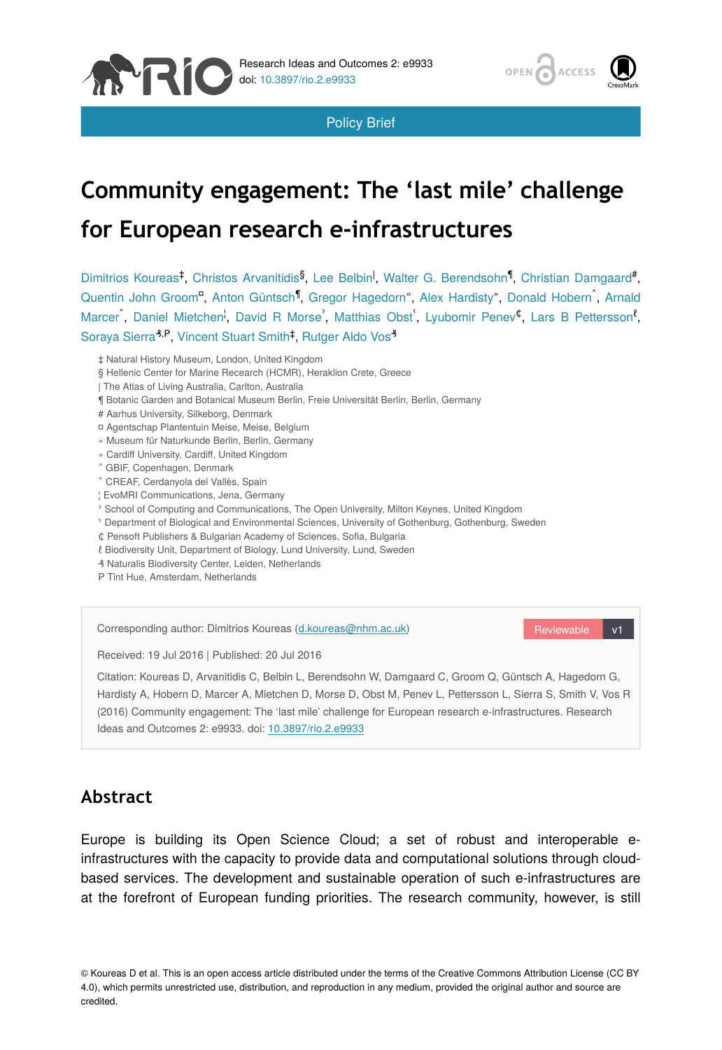Policy Brief

# Community engagement: The 'last mile' challenge for European research e-infrastructures

Dimitrios Koureas[‡], Christos Arvanitidis[§], Lee Belbin[|], Walter G. Berendsohn[¶], Christian Damgaard[#], Quentin John Groom[¤], Anton Güntsch[¶], Gregor Hagedorn[«], Alex Hardisty[»], Donald Hobern[˄], Arnald Marcer[˅], Daniel Mietchen[¦], David R Morse[ˀ], Matthias Obst[ˁ], Lyubomir Penev[₵], Lars B Pettersson[ℓ], Soraya Sierra[₰,P], Vincent Stuart Smith[‡], Rutger Aldo Vos[₰]

‡ Natural History Museum, London, United Kingdom
§ Hellenic Center for Marine Reecarch (HCMR), Heraklion Crete, Greece
| The Atlas of Living Australia, Carlton, Australia
¶ Botanic Garden and Botanical Museum Berlin, Freie Universität Berlin, Berlin, Germany
# Aarhus University, Silkeborg, Denmark
¤ Agentschap Plantentuin Meise, Meise, Belgium
« Museum für Naturkunde Berlin, Berlin, Germany
» Cardiff University, Cardiff, United Kingdom
˄ GBIF, Copenhagen, Denmark
˅ CREAF, Cerdanyola del Vallès, Spain
¦ EvoMRI Communications, Jena, Germany
ˀ School of Computing and Communications, The Open University, Milton Keynes, United Kingdom
ˁ Department of Biological and Environmental Sciences, University of Gothenburg, Gothenburg, Sweden
₵ Pensoft Publishers & Bulgarian Academy of Sciences, Sofia, Bulgaria
ℓ Biodiversity Unit, Department of Biology, Lund University, Lund, Sweden
₰ Naturalis Biodiversity Center, Leiden, Netherlands
P Tint Hue, Amsterdam, Netherlands

Corresponding author: Dimitrios Koureas (d.koureas@nhm.ac.uk)

Reviewable v1

Received: 19 Jul 2016 | Published: 20 Jul 2016

Citation: Koureas D, Arvanitidis C, Belbin L, Berendsohn W, Damgaard C, Groom Q, Güntsch A, Hagedorn G, Hardisty A, Hobern D, Marcer A, Mietchen D, Morse D, Obst M, Penev L, Pettersson L, Sierra S, Smith V, Vos R (2016) Community engagement: The 'last mile' challenge for European research e-infrastructures. Research Ideas and Outcomes 2: e9933. doi: 10.3897/rio.2.e9933

## Abstract

Europe is building its Open Science Cloud; a set of robust and interoperable e-infrastructures with the capacity to provide data and computational solutions through cloud-based services. The development and sustainable operation of such e-infrastructures are at the forefront of European funding priorities. The research community, however, is still

© Koureas D et al. This is an open access article distributed under the terms of the Creative Commons Attribution License (CC BY 4.0), which permits unrestricted use, distribution, and reproduction in any medium, provided the original author and source are credited.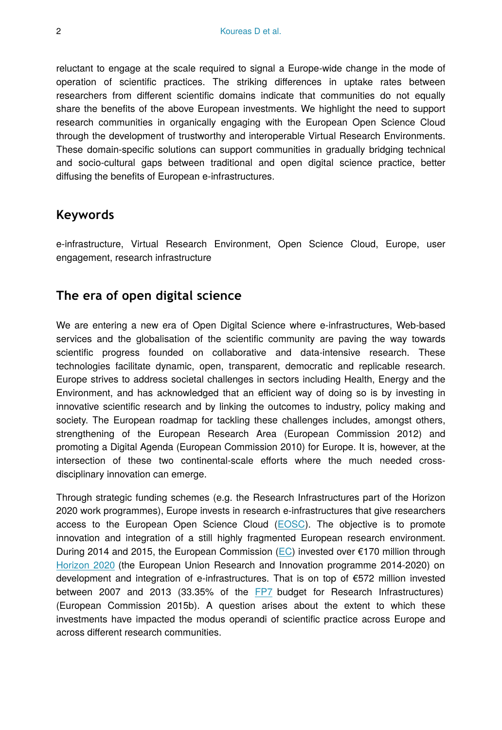reluctant to engage at the scale required to signal a Europe-wide change in the mode of operation of scientific practices. The striking differences in uptake rates between researchers from different scientific domains indicate that communities do not equally share the benefits of the above European investments. We highlight the need to support research communities in organically engaging with the European Open Science Cloud through the development of trustworthy and interoperable Virtual Research Environments. These domain-specific solutions can support communities in gradually bridging technical and socio-cultural gaps between traditional and open digital science practice, better diffusing the benefits of European e-infrastructures.

## Keywords

e-infrastructure, Virtual Research Environment, Open Science Cloud, Europe, user engagement, research infrastructure

## The era of open digital science

We are entering a new era of Open Digital Science where e-infrastructures, Web-based services and the globalisation of the scientific community are paving the way towards scientific progress founded on collaborative and data-intensive research. These technologies facilitate dynamic, open, transparent, democratic and replicable research. Europe strives to address societal challenges in sectors including Health, Energy and the Environment, and has acknowledged that an efficient way of doing so is by investing in innovative scientific research and by linking the outcomes to industry, policy making and society. The European roadmap for tackling these challenges includes, amongst others, strengthening of the European Research Area (European Commission 2012) and promoting a Digital Agenda (European Commission 2010) for Europe. It is, however, at the intersection of these two continental-scale efforts where the much needed cross-disciplinary innovation can emerge.

Through strategic funding schemes (e.g. the Research Infrastructures part of the Horizon 2020 work programmes), Europe invests in research e-infrastructures that give researchers access to the European Open Science Cloud (EOSC). The objective is to promote innovation and integration of a still highly fragmented European research environment. During 2014 and 2015, the European Commission (EC) invested over €170 million through Horizon 2020 (the European Union Research and Innovation programme 2014-2020) on development and integration of e-infrastructures. That is on top of €572 million invested between 2007 and 2013 (33.35% of the FP7 budget for Research Infrastructures) (European Commission 2015b). A question arises about the extent to which these investments have impacted the modus operandi of scientific practice across Europe and across different research communities.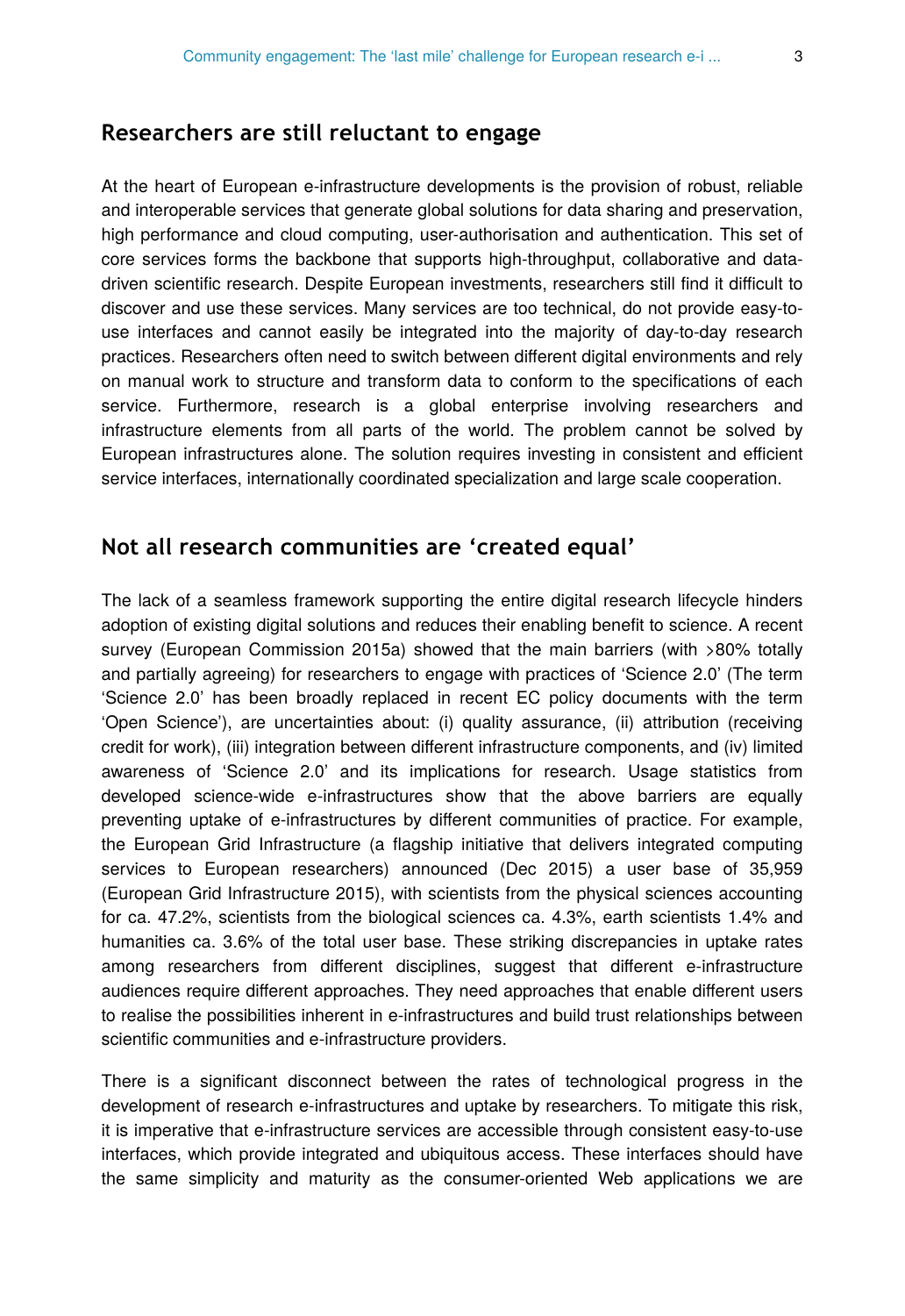## Researchers are still reluctant to engage

At the heart of European e-infrastructure developments is the provision of robust, reliable and interoperable services that generate global solutions for data sharing and preservation, high performance and cloud computing, user-authorisation and authentication. This set of core services forms the backbone that supports high-throughput, collaborative and data-driven scientific research. Despite European investments, researchers still find it difficult to discover and use these services. Many services are too technical, do not provide easy-to-use interfaces and cannot easily be integrated into the majority of day-to-day research practices. Researchers often need to switch between different digital environments and rely on manual work to structure and transform data to conform to the specifications of each service. Furthermore, research is a global enterprise involving researchers and infrastructure elements from all parts of the world. The problem cannot be solved by European infrastructures alone. The solution requires investing in consistent and efficient service interfaces, internationally coordinated specialization and large scale cooperation.

## Not all research communities are 'created equal'

The lack of a seamless framework supporting the entire digital research lifecycle hinders adoption of existing digital solutions and reduces their enabling benefit to science. A recent survey (European Commission 2015a) showed that the main barriers (with >80% totally and partially agreeing) for researchers to engage with practices of 'Science 2.0' (The term 'Science 2.0' has been broadly replaced in recent EC policy documents with the term 'Open Science'), are uncertainties about: (i) quality assurance, (ii) attribution (receiving credit for work), (iii) integration between different infrastructure components, and (iv) limited awareness of 'Science 2.0' and its implications for research. Usage statistics from developed science-wide e-infrastructures show that the above barriers are equally preventing uptake of e-infrastructures by different communities of practice. For example, the European Grid Infrastructure (a flagship initiative that delivers integrated computing services to European researchers) announced (Dec 2015) a user base of 35,959 (European Grid Infrastructure 2015), with scientists from the physical sciences accounting for ca. 47.2%, scientists from the biological sciences ca. 4.3%, earth scientists 1.4% and humanities ca. 3.6% of the total user base. These striking discrepancies in uptake rates among researchers from different disciplines, suggest that different e-infrastructure audiences require different approaches. They need approaches that enable different users to realise the possibilities inherent in e-infrastructures and build trust relationships between scientific communities and e-infrastructure providers.

There is a significant disconnect between the rates of technological progress in the development of research e-infrastructures and uptake by researchers. To mitigate this risk, it is imperative that e-infrastructure services are accessible through consistent easy-to-use interfaces, which provide integrated and ubiquitous access. These interfaces should have the same simplicity and maturity as the consumer-oriented Web applications we are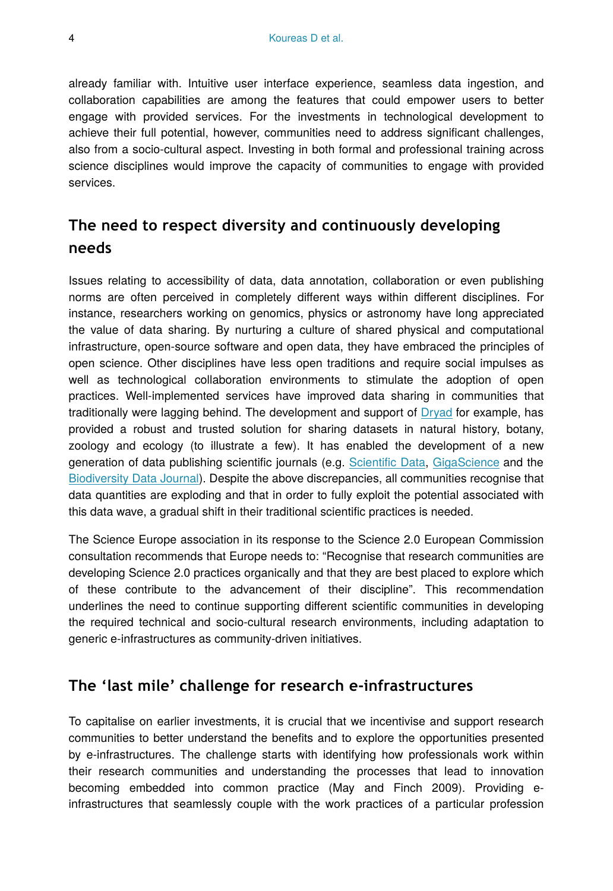already familiar with. Intuitive user interface experience, seamless data ingestion, and collaboration capabilities are among the features that could empower users to better engage with provided services. For the investments in technological development to achieve their full potential, however, communities need to address significant challenges, also from a socio-cultural aspect. Investing in both formal and professional training across science disciplines would improve the capacity of communities to engage with provided services.

## The need to respect diversity and continuously developing needs

Issues relating to accessibility of data, data annotation, collaboration or even publishing norms are often perceived in completely different ways within different disciplines. For instance, researchers working on genomics, physics or astronomy have long appreciated the value of data sharing. By nurturing a culture of shared physical and computational infrastructure, open-source software and open data, they have embraced the principles of open science. Other disciplines have less open traditions and require social impulses as well as technological collaboration environments to stimulate the adoption of open practices. Well-implemented services have improved data sharing in communities that traditionally were lagging behind. The development and support of Dryad for example, has provided a robust and trusted solution for sharing datasets in natural history, botany, zoology and ecology (to illustrate a few). It has enabled the development of a new generation of data publishing scientific journals (e.g. Scientific Data, GigaScience and the Biodiversity Data Journal). Despite the above discrepancies, all communities recognise that data quantities are exploding and that in order to fully exploit the potential associated with this data wave, a gradual shift in their traditional scientific practices is needed.

The Science Europe association in its response to the Science 2.0 European Commission consultation recommends that Europe needs to: "Recognise that research communities are developing Science 2.0 practices organically and that they are best placed to explore which of these contribute to the advancement of their discipline". This recommendation underlines the need to continue supporting different scientific communities in developing the required technical and socio-cultural research environments, including adaptation to generic e-infrastructures as community-driven initiatives.

## The 'last mile' challenge for research e-infrastructures

To capitalise on earlier investments, it is crucial that we incentivise and support research communities to better understand the benefits and to explore the opportunities presented by e-infrastructures. The challenge starts with identifying how professionals work within their research communities and understanding the processes that lead to innovation becoming embedded into common practice (May and Finch 2009). Providing e-infrastructures that seamlessly couple with the work practices of a particular profession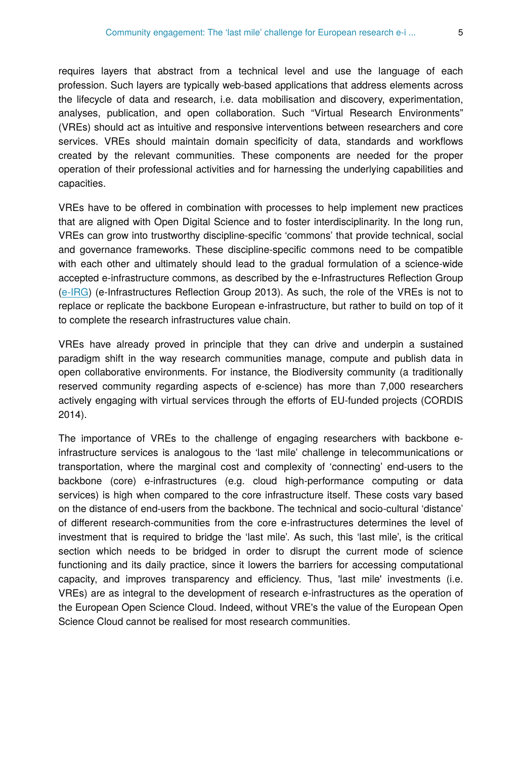requires layers that abstract from a technical level and use the language of each profession. Such layers are typically web-based applications that address elements across the lifecycle of data and research, i.e. data mobilisation and discovery, experimentation, analyses, publication, and open collaboration. Such "Virtual Research Environments" (VREs) should act as intuitive and responsive interventions between researchers and core services. VREs should maintain domain specificity of data, standards and workflows created by the relevant communities. These components are needed for the proper operation of their professional activities and for harnessing the underlying capabilities and capacities.

VREs have to be offered in combination with processes to help implement new practices that are aligned with Open Digital Science and to foster interdisciplinarity. In the long run, VREs can grow into trustworthy discipline-specific 'commons' that provide technical, social and governance frameworks. These discipline-specific commons need to be compatible with each other and ultimately should lead to the gradual formulation of a science-wide accepted e-infrastructure commons, as described by the e-Infrastructures Reflection Group (e-IRG) (e-Infrastructures Reflection Group 2013). As such, the role of the VREs is not to replace or replicate the backbone European e-infrastructure, but rather to build on top of it to complete the research infrastructures value chain.

VREs have already proved in principle that they can drive and underpin a sustained paradigm shift in the way research communities manage, compute and publish data in open collaborative environments. For instance, the Biodiversity community (a traditionally reserved community regarding aspects of e-science) has more than 7,000 researchers actively engaging with virtual services through the efforts of EU-funded projects (CORDIS 2014).

The importance of VREs to the challenge of engaging researchers with backbone e-infrastructure services is analogous to the 'last mile' challenge in telecommunications or transportation, where the marginal cost and complexity of 'connecting' end-users to the backbone (core) e-infrastructures (e.g. cloud high-performance computing or data services) is high when compared to the core infrastructure itself. These costs vary based on the distance of end-users from the backbone. The technical and socio-cultural 'distance' of different research-communities from the core e-infrastructures determines the level of investment that is required to bridge the 'last mile'. As such, this 'last mile', is the critical section which needs to be bridged in order to disrupt the current mode of science functioning and its daily practice, since it lowers the barriers for accessing computational capacity, and improves transparency and efficiency. Thus, 'last mile' investments (i.e. VREs) are as integral to the development of research e-infrastructures as the operation of the European Open Science Cloud. Indeed, without VRE's the value of the European Open Science Cloud cannot be realised for most research communities.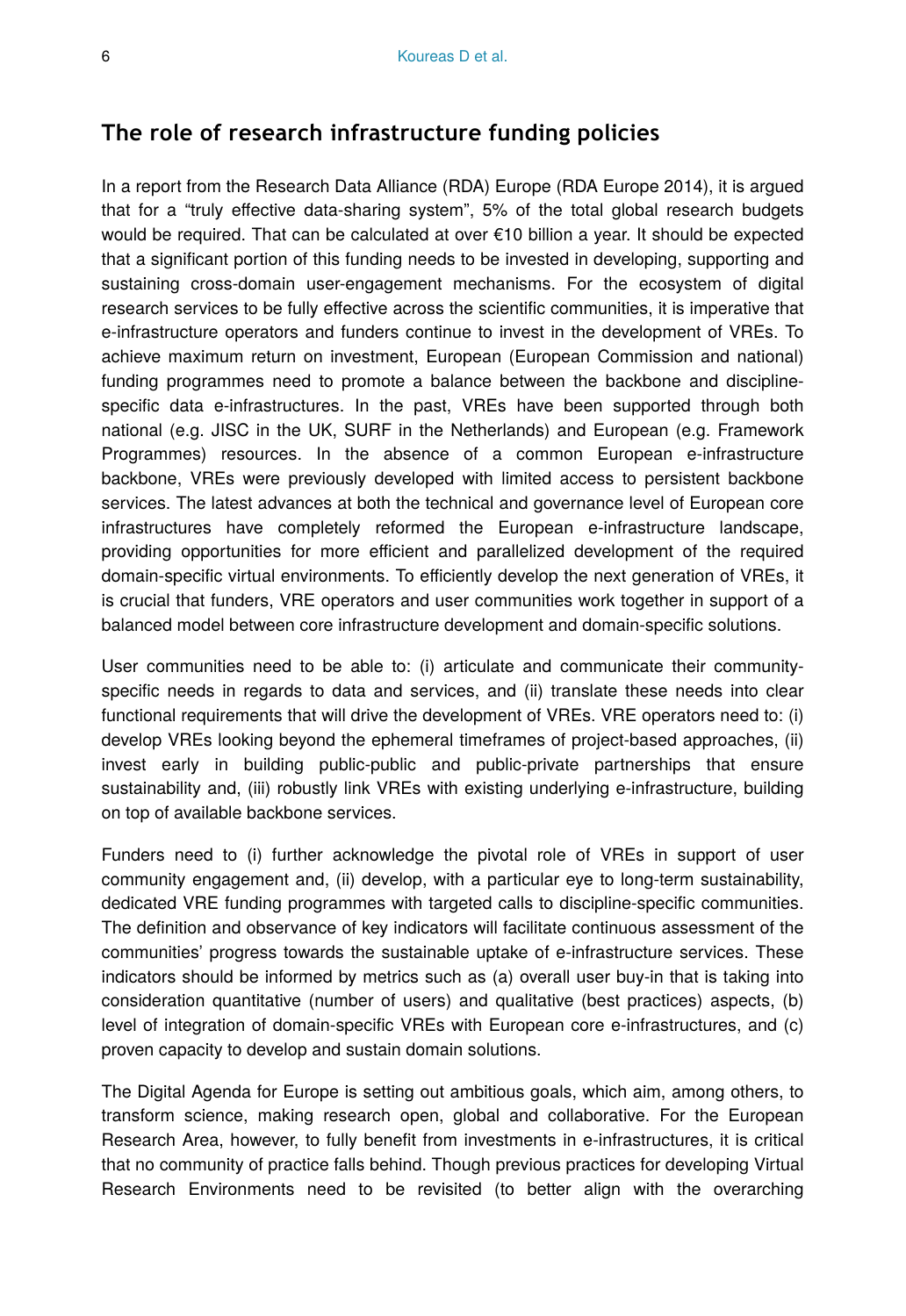## The role of research infrastructure funding policies

In a report from the Research Data Alliance (RDA) Europe (RDA Europe 2014), it is argued that for a "truly effective data-sharing system", 5% of the total global research budgets would be required. That can be calculated at over €10 billion a year. It should be expected that a significant portion of this funding needs to be invested in developing, supporting and sustaining cross-domain user-engagement mechanisms. For the ecosystem of digital research services to be fully effective across the scientific communities, it is imperative that e-infrastructure operators and funders continue to invest in the development of VREs. To achieve maximum return on investment, European (European Commission and national) funding programmes need to promote a balance between the backbone and discipline-specific data e-infrastructures. In the past, VREs have been supported through both national (e.g. JISC in the UK, SURF in the Netherlands) and European (e.g. Framework Programmes) resources. In the absence of a common European e-infrastructure backbone, VREs were previously developed with limited access to persistent backbone services. The latest advances at both the technical and governance level of European core infrastructures have completely reformed the European e-infrastructure landscape, providing opportunities for more efficient and parallelized development of the required domain-specific virtual environments. To efficiently develop the next generation of VREs, it is crucial that funders, VRE operators and user communities work together in support of a balanced model between core infrastructure development and domain-specific solutions.

User communities need to be able to: (i) articulate and communicate their community-specific needs in regards to data and services, and (ii) translate these needs into clear functional requirements that will drive the development of VREs. VRE operators need to: (i) develop VREs looking beyond the ephemeral timeframes of project-based approaches, (ii) invest early in building public-public and public-private partnerships that ensure sustainability and, (iii) robustly link VREs with existing underlying e-infrastructure, building on top of available backbone services.

Funders need to (i) further acknowledge the pivotal role of VREs in support of user community engagement and, (ii) develop, with a particular eye to long-term sustainability, dedicated VRE funding programmes with targeted calls to discipline-specific communities. The definition and observance of key indicators will facilitate continuous assessment of the communities' progress towards the sustainable uptake of e-infrastructure services. These indicators should be informed by metrics such as (a) overall user buy-in that is taking into consideration quantitative (number of users) and qualitative (best practices) aspects, (b) level of integration of domain-specific VREs with European core e-infrastructures, and (c) proven capacity to develop and sustain domain solutions.

The Digital Agenda for Europe is setting out ambitious goals, which aim, among others, to transform science, making research open, global and collaborative. For the European Research Area, however, to fully benefit from investments in e-infrastructures, it is critical that no community of practice falls behind. Though previous practices for developing Virtual Research Environments need to be revisited (to better align with the overarching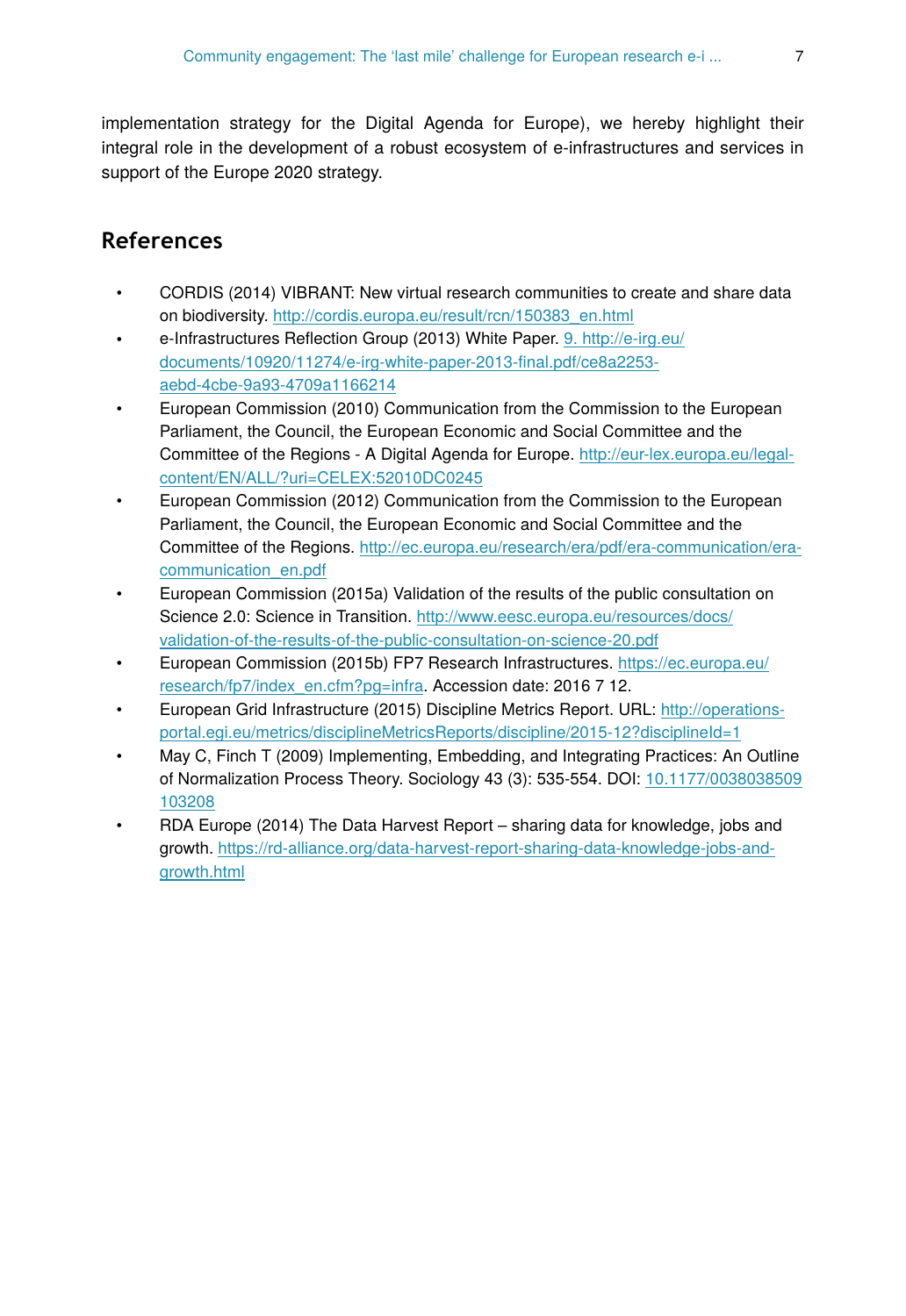implementation strategy for the Digital Agenda for Europe), we hereby highlight their integral role in the development of a robust ecosystem of e-infrastructures and services in support of the Europe 2020 strategy.

## References

- CORDIS (2014) VIBRANT: New virtual research communities to create and share data on biodiversity. http://cordis.europa.eu/result/rcn/150383_en.html
- e-Infrastructures Reflection Group (2013) White Paper. 9. http://e-irg.eu/documents/10920/11274/e-irg-white-paper-2013-final.pdf/ce8a2253-aebd-4cbe-9a93-4709a1166214
- European Commission (2010) Communication from the Commission to the European Parliament, the Council, the European Economic and Social Committee and the Committee of the Regions - A Digital Agenda for Europe. http://eur-lex.europa.eu/legal-content/EN/ALL/?uri=CELEX:52010DC0245
- European Commission (2012) Communication from the Commission to the European Parliament, the Council, the European Economic and Social Committee and the Committee of the Regions. http://ec.europa.eu/research/era/pdf/era-communication/era-communication_en.pdf
- European Commission (2015a) Validation of the results of the public consultation on Science 2.0: Science in Transition. http://www.eesc.europa.eu/resources/docs/validation-of-the-results-of-the-public-consultation-on-science-20.pdf
- European Commission (2015b) FP7 Research Infrastructures. https://ec.europa.eu/research/fp7/index_en.cfm?pg=infra. Accession date: 2016 7 12.
- European Grid Infrastructure (2015) Discipline Metrics Report. URL: http://operations-portal.egi.eu/metrics/disciplineMetricsReports/discipline/2015-12?disciplineId=1
- May C, Finch T (2009) Implementing, Embedding, and Integrating Practices: An Outline of Normalization Process Theory. Sociology 43 (3): 535-554. DOI: 10.1177/0038038509103208
- RDA Europe (2014) The Data Harvest Report – sharing data for knowledge, jobs and growth. https://rd-alliance.org/data-harvest-report-sharing-data-knowledge-jobs-and-growth.html